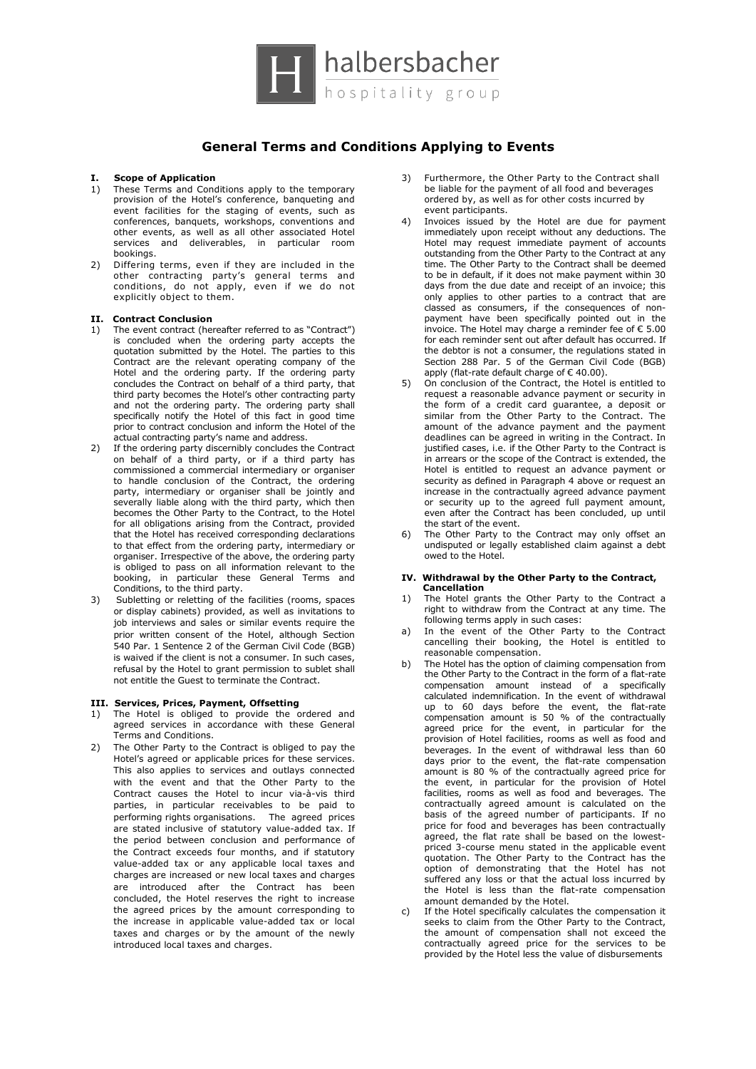halbersbacher hospitality group

# General Terms and Conditions Applying to Events

## I. Scope of Application

1) These Terms and Conditions apply to the temporary provision of the Hotel's conference, banqueting and event facilities for the staging of events, such as conferences, banquets, workshops, conventions and other events, as well as all other associated Hotel services and deliverables, in particular room bookings.
2) Differing terms, even if they are included in the other contracting party's general terms and conditions, do not apply, even if we do not explicitly object to them.

## II. Contract Conclusion

1) The event contract (hereafter referred to as "Contract") is concluded when the ordering party accepts the quotation submitted by the Hotel. The parties to this Contract are the relevant operating company of the Hotel and the ordering party. If the ordering party concludes the Contract on behalf of a third party, that third party becomes the Hotel's other contracting party and not the ordering party. The ordering party shall specifically notify the Hotel of this fact in good time prior to contract conclusion and inform the Hotel of the actual contracting party's name and address.
2) If the ordering party discernibly concludes the Contract on behalf of a third party, or if a third party has commissioned a commercial intermediary or organiser to handle conclusion of the Contract, the ordering party, intermediary or organiser shall be jointly and severally liable along with the third party, which then becomes the Other Party to the Contract, to the Hotel for all obligations arising from the Contract, provided that the Hotel has received corresponding declarations to that effect from the ordering party, intermediary or organiser. Irrespective of the above, the ordering party is obliged to pass on all information relevant to the booking, in particular these General Terms and Conditions, to the third party.
3) Subletting or reletting of the facilities (rooms, spaces or display cabinets) provided, as well as invitations to job interviews and sales or similar events require the prior written consent of the Hotel, although Section 540 Par. 1 Sentence 2 of the German Civil Code (BGB) is waived if the client is not a consumer. In such cases, refusal by the Hotel to grant permission to sublet shall not entitle the Guest to terminate the Contract.

## III. Services, Prices, Payment, Offsetting

1) The Hotel is obliged to provide the ordered and agreed services in accordance with these General Terms and Conditions.
2) The Other Party to the Contract is obliged to pay the Hotel's agreed or applicable prices for these services. This also applies to services and outlays connected with the event and that the Other Party to the Contract causes the Hotel to incur via-à-vis third parties, in particular receivables to be paid to performing rights organisations. The agreed prices are stated inclusive of statutory value-added tax. If the period between conclusion and performance of the Contract exceeds four months, and if statutory value-added tax or any applicable local taxes and charges are increased or new local taxes and charges are introduced after the Contract has been concluded, the Hotel reserves the right to increase the agreed prices by the amount corresponding to the increase in applicable value-added tax or local taxes and charges or by the amount of the newly introduced local taxes and charges.
3) Furthermore, the Other Party to the Contract shall be liable for the payment of all food and beverages ordered by, as well as for other costs incurred by event participants.
4) Invoices issued by the Hotel are due for payment immediately upon receipt without any deductions. The Hotel may request immediate payment of accounts outstanding from the Other Party to the Contract at any time. The Other Party to the Contract shall be deemed to be in default, if it does not make payment within 30 days from the due date and receipt of an invoice; this only applies to other parties to a contract that are classed as consumers, if the consequences of non-payment have been specifically pointed out in the invoice. The Hotel may charge a reminder fee of € 5.00 for each reminder sent out after default has occurred. If the debtor is not a consumer, the regulations stated in Section 288 Par. 5 of the German Civil Code (BGB) apply (flat-rate default charge of € 40.00).
5) On conclusion of the Contract, the Hotel is entitled to request a reasonable advance payment or security in the form of a credit card guarantee, a deposit or similar from the Other Party to the Contract. The amount of the advance payment and the payment deadlines can be agreed in writing in the Contract. In justified cases, i.e. if the Other Party to the Contract is in arrears or the scope of the Contract is extended, the Hotel is entitled to request an advance payment or security as defined in Paragraph 4 above or request an increase in the contractually agreed advance payment or security up to the agreed full payment amount, even after the Contract has been concluded, up until the start of the event.
6) The Other Party to the Contract may only offset an undisputed or legally established claim against a debt owed to the Hotel.

## IV. Withdrawal by the Other Party to the Contract, Cancellation

1) The Hotel grants the Other Party to the Contract a right to withdraw from the Contract at any time. The following terms apply in such cases:

a) In the event of the Other Party to the Contract cancelling their booking, the Hotel is entitled to reasonable compensation.

b) The Hotel has the option of claiming compensation from the Other Party to the Contract in the form of a flat-rate compensation amount instead of a specifically calculated indemnification. In the event of withdrawal up to 60 days before the event, the flat-rate compensation amount is 50 % of the contractually agreed price for the event, in particular for the provision of Hotel facilities, rooms as well as food and beverages. In the event of withdrawal less than 60 days prior to the event, the flat-rate compensation amount is 80 % of the contractually agreed price for the event, in particular for the provision of Hotel facilities, rooms as well as food and beverages. The contractually agreed amount is calculated on the basis of the agreed number of participants. If no price for food and beverages has been contractually agreed, the flat rate shall be based on the lowest-priced 3-course menu stated in the applicable event quotation. The Other Party to the Contract has the option of demonstrating that the Hotel has not suffered any loss or that the actual loss incurred by the Hotel is less than the flat-rate compensation amount demanded by the Hotel.

c) If the Hotel specifically calculates the compensation it seeks to claim from the Other Party to the Contract, the amount of compensation shall not exceed the contractually agreed price for the services to be provided by the Hotel less the value of disbursements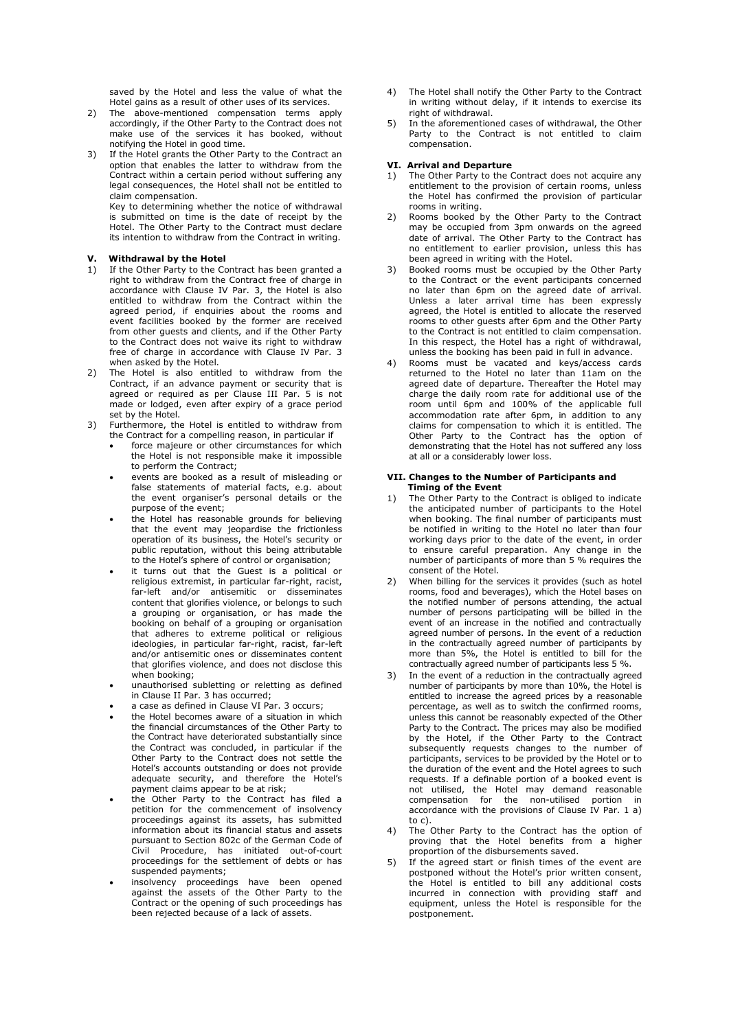saved by the Hotel and less the value of what the Hotel gains as a result of other uses of its services.

2) The above-mentioned compensation terms apply accordingly, if the Other Party to the Contract does not make use of the services it has booked, without notifying the Hotel in good time.
3) If the Hotel grants the Other Party to the Contract an option that enables the latter to withdraw from the Contract within a certain period without suffering any legal consequences, the Hotel shall not be entitled to claim compensation.

   Key to determining whether the notice of withdrawal is submitted on time is the date of receipt by the Hotel. The Other Party to the Contract must declare its intention to withdraw from the Contract in writing.

## V. Withdrawal by the Hotel

1) If the Other Party to the Contract has been granted a right to withdraw from the Contract free of charge in accordance with Clause IV Par. 3, the Hotel is also entitled to withdraw from the Contract within the agreed period, if enquiries about the rooms and event facilities booked by the former are received from other guests and clients, and if the Other Party to the Contract does not waive its right to withdraw free of charge in accordance with Clause IV Par. 3 when asked by the Hotel.
2) The Hotel is also entitled to withdraw from the Contract, if an advance payment or security that is agreed or required as per Clause III Par. 5 is not made or lodged, even after expiry of a grace period set by the Hotel.
3) Furthermore, the Hotel is entitled to withdraw from the Contract for a compelling reason, in particular if
   - force majeure or other circumstances for which the Hotel is not responsible make it impossible to perform the Contract;
   - events are booked as a result of misleading or false statements of material facts, e.g. about the event organiser's personal details or the purpose of the event;
   - the Hotel has reasonable grounds for believing that the event may jeopardise the frictionless operation of its business, the Hotel's security or public reputation, without this being attributable to the Hotel's sphere of control or organisation;
   - it turns out that the Guest is a political or religious extremist, in particular far-right, racist, far-left and/or antisemitic or disseminates content that glorifies violence, or belongs to such a grouping or organisation, or has made the booking on behalf of a grouping or organisation that adheres to extreme political or religious ideologies, in particular far-right, racist, far-left and/or antisemitic ones or disseminates content that glorifies violence, and does not disclose this when booking;
   - unauthorised subletting or reletting as defined in Clause II Par. 3 has occurred;
   - a case as defined in Clause VI Par. 3 occurs;
   - the Hotel becomes aware of a situation in which the financial circumstances of the Other Party to the Contract have deteriorated substantially since the Contract was concluded, in particular if the Other Party to the Contract does not settle the Hotel's accounts outstanding or does not provide adequate security, and therefore the Hotel's payment claims appear to be at risk;
   - the Other Party to the Contract has filed a petition for the commencement of insolvency proceedings against its assets, has submitted information about its financial status and assets pursuant to Section 802c of the German Code of Civil Procedure, has initiated out-of-court proceedings for the settlement of debts or has suspended payments;
   - insolvency proceedings have been opened against the assets of the Other Party to the Contract or the opening of such proceedings has been rejected because of a lack of assets.
4) The Hotel shall notify the Other Party to the Contract in writing without delay, if it intends to exercise its right of withdrawal.
5) In the aforementioned cases of withdrawal, the Other Party to the Contract is not entitled to claim compensation.

## VI. Arrival and Departure

1) The Other Party to the Contract does not acquire any entitlement to the provision of certain rooms, unless the Hotel has confirmed the provision of particular rooms in writing.
2) Rooms booked by the Other Party to the Contract may be occupied from 3pm onwards on the agreed date of arrival. The Other Party to the Contract has no entitlement to earlier provision, unless this has been agreed in writing with the Hotel.
3) Booked rooms must be occupied by the Other Party to the Contract or the event participants concerned no later than 6pm on the agreed date of arrival. Unless a later arrival time has been expressly agreed, the Hotel is entitled to allocate the reserved rooms to other guests after 6pm and the Other Party to the Contract is not entitled to claim compensation. In this respect, the Hotel has a right of withdrawal, unless the booking has been paid in full in advance.
4) Rooms must be vacated and keys/access cards returned to the Hotel no later than 11am on the agreed date of departure. Thereafter the Hotel may charge the daily room rate for additional use of the room until 6pm and 100% of the applicable full accommodation rate after 6pm, in addition to any claims for compensation to which it is entitled. The Other Party to the Contract has the option of demonstrating that the Hotel has not suffered any loss at all or a considerably lower loss.

## VII. Changes to the Number of Participants and Timing of the Event

1) The Other Party to the Contract is obliged to indicate the anticipated number of participants to the Hotel when booking. The final number of participants must be notified in writing to the Hotel no later than four working days prior to the date of the event, in order to ensure careful preparation. Any change in the number of participants of more than 5 % requires the consent of the Hotel.
2) When billing for the services it provides (such as hotel rooms, food and beverages), which the Hotel bases on the notified number of persons attending, the actual number of persons participating will be billed in the event of an increase in the notified and contractually agreed number of persons. In the event of a reduction in the contractually agreed number of participants by more than 5%, the Hotel is entitled to bill for the contractually agreed number of participants less 5 %.
3) In the event of a reduction in the contractually agreed number of participants by more than 10%, the Hotel is entitled to increase the agreed prices by a reasonable percentage, as well as to switch the confirmed rooms, unless this cannot be reasonably expected of the Other Party to the Contract. The prices may also be modified by the Hotel, if the Other Party to the Contract subsequently requests changes to the number of participants, services to be provided by the Hotel or to the duration of the event and the Hotel agrees to such requests. If a definable portion of a booked event is not utilised, the Hotel may demand reasonable compensation for the non-utilised portion in accordance with the provisions of Clause IV Par. 1 a) to c).
4) The Other Party to the Contract has the option of proving that the Hotel benefits from a higher proportion of the disbursements saved.
5) If the agreed start or finish times of the event are postponed without the Hotel's prior written consent, the Hotel is entitled to bill any additional costs incurred in connection with providing staff and equipment, unless the Hotel is responsible for the postponement.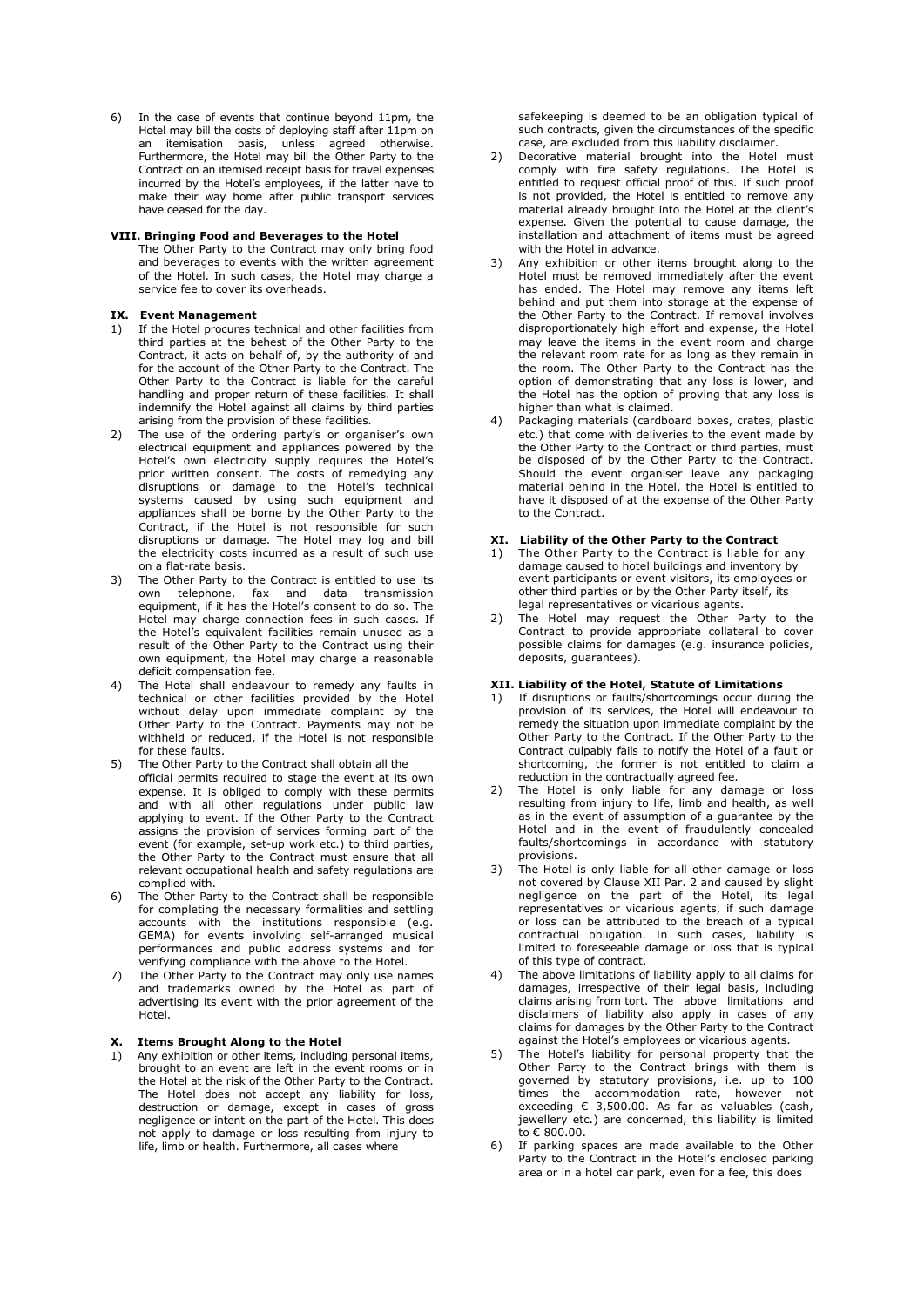6) In the case of events that continue beyond 11pm, the Hotel may bill the costs of deploying staff after 11pm on an itemisation basis, unless agreed otherwise. Furthermore, the Hotel may bill the Other Party to the Contract on an itemised receipt basis for travel expenses incurred by the Hotel's employees, if the latter have to make their way home after public transport services have ceased for the day.

### VIII. Bringing Food and Beverages to the Hotel

The Other Party to the Contract may only bring food and beverages to events with the written agreement of the Hotel. In such cases, the Hotel may charge a service fee to cover its overheads.

### IX. Event Management

1) If the Hotel procures technical and other facilities from third parties at the behest of the Other Party to the Contract, it acts on behalf of, by the authority of and for the account of the Other Party to the Contract. The Other Party to the Contract is liable for the careful handling and proper return of these facilities. It shall indemnify the Hotel against all claims by third parties arising from the provision of these facilities.
2) The use of the ordering party's or organiser's own electrical equipment and appliances powered by the Hotel's own electricity supply requires the Hotel's prior written consent. The costs of remedying any disruptions or damage to the Hotel's technical systems caused by using such equipment and appliances shall be borne by the Other Party to the Contract, if the Hotel is not responsible for such disruptions or damage. The Hotel may log and bill the electricity costs incurred as a result of such use on a flat-rate basis.
3) The Other Party to the Contract is entitled to use its own telephone, fax and data transmission equipment, if it has the Hotel's consent to do so. The Hotel may charge connection fees in such cases. If the Hotel's equivalent facilities remain unused as a result of the Other Party to the Contract using their own equipment, the Hotel may charge a reasonable deficit compensation fee.
4) The Hotel shall endeavour to remedy any faults in technical or other facilities provided by the Hotel without delay upon immediate complaint by the Other Party to the Contract. Payments may not be withheld or reduced, if the Hotel is not responsible for these faults.
5) The Other Party to the Contract shall obtain all the official permits required to stage the event at its own expense. It is obliged to comply with these permits and with all other regulations under public law applying to event. If the Other Party to the Contract assigns the provision of services forming part of the event (for example, set-up work etc.) to third parties, the Other Party to the Contract must ensure that all relevant occupational health and safety regulations are complied with.
6) The Other Party to the Contract shall be responsible for completing the necessary formalities and settling accounts with the institutions responsible (e.g. GEMA) for events involving self-arranged musical performances and public address systems and for verifying compliance with the above to the Hotel.
7) The Other Party to the Contract may only use names and trademarks owned by the Hotel as part of advertising its event with the prior agreement of the Hotel.

### X. Items Brought Along to the Hotel

1) Any exhibition or other items, including personal items, brought to an event are left in the event rooms or in the Hotel at the risk of the Other Party to the Contract. The Hotel does not accept any liability for loss, destruction or damage, except in cases of gross negligence or intent on the part of the Hotel. This does not apply to damage or loss resulting from injury to life, limb or health. Furthermore, all cases where safekeeping is deemed to be an obligation typical of such contracts, given the circumstances of the specific case, are excluded from this liability disclaimer.
2) Decorative material brought into the Hotel must comply with fire safety regulations. The Hotel is entitled to request official proof of this. If such proof is not provided, the Hotel is entitled to remove any material already brought into the Hotel at the client's expense. Given the potential to cause damage, the installation and attachment of items must be agreed with the Hotel in advance.
3) Any exhibition or other items brought along to the Hotel must be removed immediately after the event has ended. The Hotel may remove any items left behind and put them into storage at the expense of the Other Party to the Contract. If removal involves disproportionately high effort and expense, the Hotel may leave the items in the event room and charge the relevant room rate for as long as they remain in the room. The Other Party to the Contract has the option of demonstrating that any loss is lower, and the Hotel has the option of proving that any loss is higher than what is claimed.
4) Packaging materials (cardboard boxes, crates, plastic etc.) that come with deliveries to the event made by the Other Party to the Contract or third parties, must be disposed of by the Other Party to the Contract. Should the event organiser leave any packaging material behind in the Hotel, the Hotel is entitled to have it disposed of at the expense of the Other Party to the Contract.

### XI. Liability of the Other Party to the Contract

1) The Other Party to the Contract is liable for any damage caused to hotel buildings and inventory by event participants or event visitors, its employees or other third parties or by the Other Party itself, its legal representatives or vicarious agents.
2) The Hotel may request the Other Party to the Contract to provide appropriate collateral to cover possible claims for damages (e.g. insurance policies, deposits, guarantees).

### XII. Liability of the Hotel, Statute of Limitations

1) If disruptions or faults/shortcomings occur during the provision of its services, the Hotel will endeavour to remedy the situation upon immediate complaint by the Other Party to the Contract. If the Other Party to the Contract culpably fails to notify the Hotel of a fault or shortcoming, the former is not entitled to claim a reduction in the contractually agreed fee.
2) The Hotel is only liable for any damage or loss resulting from injury to life, limb and health, as well as in the event of assumption of a guarantee by the Hotel and in the event of fraudulently concealed faults/shortcomings in accordance with statutory provisions.
3) The Hotel is only liable for all other damage or loss not covered by Clause XII Par. 2 and caused by slight negligence on the part of the Hotel, its legal representatives or vicarious agents, if such damage or loss can be attributed to the breach of a typical contractual obligation. In such cases, liability is limited to foreseeable damage or loss that is typical of this type of contract.
4) The above limitations of liability apply to all claims for damages, irrespective of their legal basis, including claims arising from tort. The above limitations and disclaimers of liability also apply in cases of any claims for damages by the Other Party to the Contract against the Hotel's employees or vicarious agents.
5) The Hotel's liability for personal property that the Other Party to the Contract brings with them is governed by statutory provisions, i.e. up to 100 times the accommodation rate, however not exceeding € 3,500.00. As far as valuables (cash, jewellery etc.) are concerned, this liability is limited to € 800.00.
6) If parking spaces are made available to the Other Party to the Contract in the Hotel's enclosed parking area or in a hotel car park, even for a fee, this does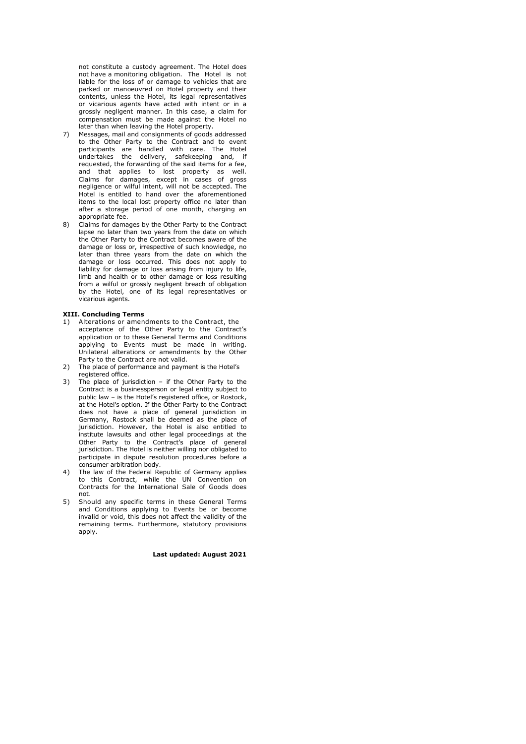not constitute a custody agreement. The Hotel does not have a monitoring obligation. The Hotel is not liable for the loss of or damage to vehicles that are parked or manoeuvred on Hotel property and their contents, unless the Hotel, its legal representatives or vicarious agents have acted with intent or in a grossly negligent manner. In this case, a claim for compensation must be made against the Hotel no later than when leaving the Hotel property.

7) Messages, mail and consignments of goods addressed to the Other Party to the Contract and to event participants are handled with care. The Hotel undertakes the delivery, safekeeping and, if requested, the forwarding of the said items for a fee, and that applies to lost property as well. Claims for damages, except in cases of gross negligence or wilful intent, will not be accepted. The Hotel is entitled to hand over the aforementioned items to the local lost property office no later than after a storage period of one month, charging an appropriate fee.
8) Claims for damages by the Other Party to the Contract lapse no later than two years from the date on which the Other Party to the Contract becomes aware of the damage or loss or, irrespective of such knowledge, no later than three years from the date on which the damage or loss occurred. This does not apply to liability for damage or loss arising from injury to life, limb and health or to other damage or loss resulting from a wilful or grossly negligent breach of obligation by the Hotel, one of its legal representatives or vicarious agents.

**XIII. Concluding Terms**

1) Alterations or amendments to the Contract, the acceptance of the Other Party to the Contract's application or to these General Terms and Conditions applying to Events must be made in writing. Unilateral alterations or amendments by the Other Party to the Contract are not valid.
2) The place of performance and payment is the Hotel's registered office.
3) The place of jurisdiction – if the Other Party to the Contract is a businessperson or legal entity subject to public law – is the Hotel's registered office, or Rostock, at the Hotel's option. If the Other Party to the Contract does not have a place of general jurisdiction in Germany, Rostock shall be deemed as the place of jurisdiction. However, the Hotel is also entitled to institute lawsuits and other legal proceedings at the Other Party to the Contract's place of general jurisdiction. The Hotel is neither willing nor obligated to participate in dispute resolution procedures before a consumer arbitration body.
4) The law of the Federal Republic of Germany applies to this Contract, while the UN Convention on Contracts for the International Sale of Goods does not.
5) Should any specific terms in these General Terms and Conditions applying to Events be or become invalid or void, this does not affect the validity of the remaining terms. Furthermore, statutory provisions apply.

**Last updated: August 2021**